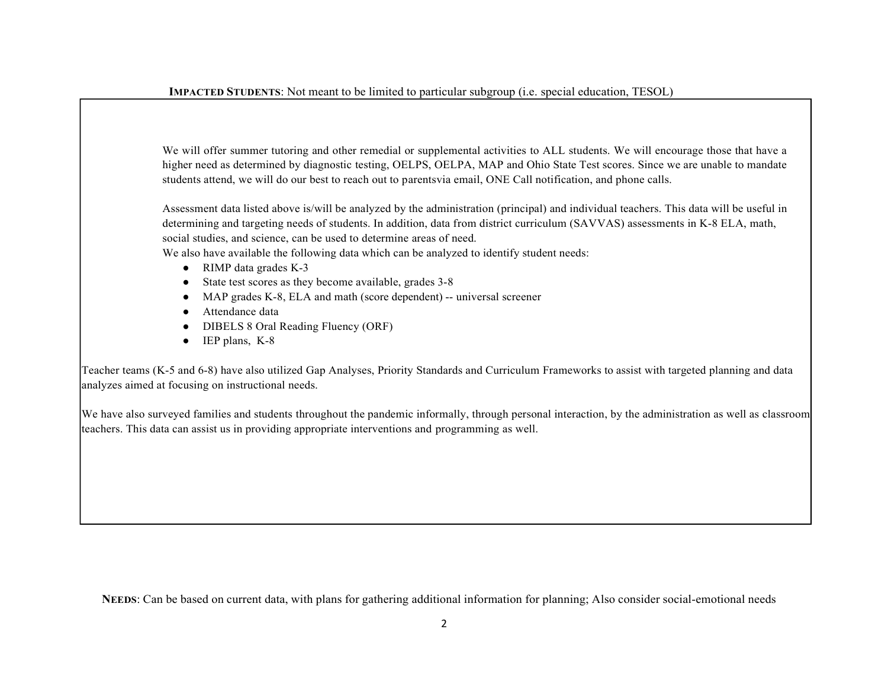**IMPACTED STUDENTS**: Not meant to be limited to particular subgroup (i.e. special education, TESOL)

We will offer summer tutoring and other remedial or supplemental activities to ALL students. We will encourage those that have a higher need as determined by diagnostic testing, OELPS, OELPA, MAP and Ohio State Test scores. Since we are unable to mandate students attend, we will do our best to reach out to parentsvia email, ONE Call notification, and phone calls.

Assessment data listed above is/will be analyzed by the administration (principal) and individual teachers. This data will be useful in determining and targeting needs of students. In addition, data from district curriculum (SAVVAS) assessments in K-8 ELA, math, social studies, and science, can be used to determine areas of need.
We also have available the following data which can be analyzed to identify student needs:

- RIMP data grades K-3
- State test scores as they become available, grades 3-8
- MAP grades K-8, ELA and math (score dependent) -- universal screener
- Attendance data
- DIBELS 8 Oral Reading Fluency (ORF)
- IEP plans, K-8

Teacher teams (K-5 and 6-8) have also utilized Gap Analyses, Priority Standards and Curriculum Frameworks to assist with targeted planning and data analyzes aimed at focusing on instructional needs.

We have also surveyed families and students throughout the pandemic informally, through personal interaction, by the administration as well as classroom teachers. This data can assist us in providing appropriate interventions and programming as well.

**NEEDS**: Can be based on current data, with plans for gathering additional information for planning; Also consider social-emotional needs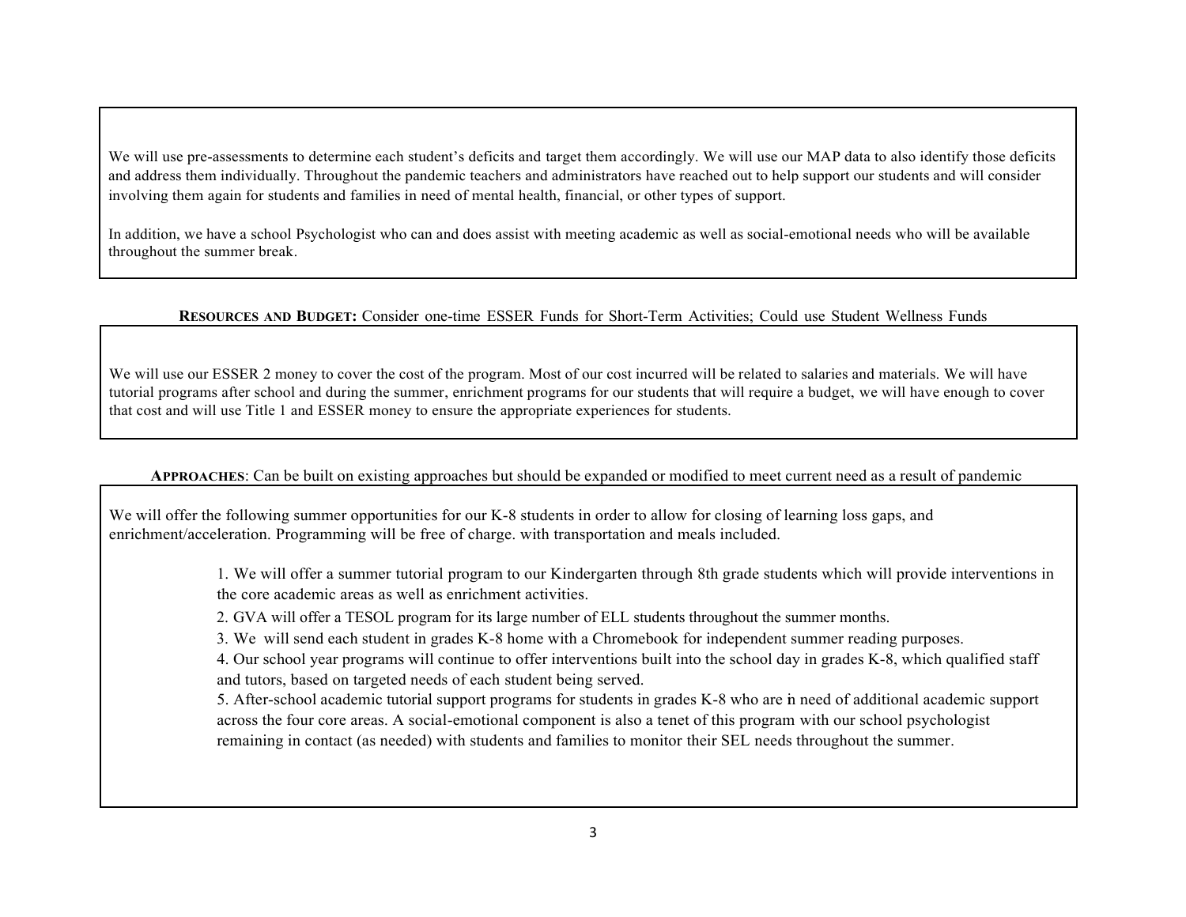We will use pre-assessments to determine each student's deficits and target them accordingly. We will use our MAP data to also identify those deficits and address them individually. Throughout the pandemic teachers and administrators have reached out to help support our students and will consider involving them again for students and families in need of mental health, financial, or other types of support.

In addition, we have a school Psychologist who can and does assist with meeting academic as well as social-emotional needs who will be available throughout the summer break.

**RESOURCES AND BUDGET:** Consider one-time ESSER Funds for Short-Term Activities; Could use Student Wellness Funds

We will use our ESSER 2 money to cover the cost of the program. Most of our cost incurred will be related to salaries and materials. We will have tutorial programs after school and during the summer, enrichment programs for our students that will require a budget, we will have enough to cover that cost and will use Title 1 and ESSER money to ensure the appropriate experiences for students.

**APPROACHES**: Can be built on existing approaches but should be expanded or modified to meet current need as a result of pandemic

We will offer the following summer opportunities for our K-8 students in order to allow for closing of learning loss gaps, and enrichment/acceleration. Programming will be free of charge. with transportation and meals included.

1. We will offer a summer tutorial program to our Kindergarten through 8th grade students which will provide interventions in the core academic areas as well as enrichment activities.
2. GVA will offer a TESOL program for its large number of ELL students throughout the summer months.
3. We will send each student in grades K-8 home with a Chromebook for independent summer reading purposes.
4. Our school year programs will continue to offer interventions built into the school day in grades K-8, which qualified staff and tutors, based on targeted needs of each student being served.
5. After-school academic tutorial support programs for students in grades K-8 who are in need of additional academic support across the four core areas. A social-emotional component is also a tenet of this program with our school psychologist remaining in contact (as needed) with students and families to monitor their SEL needs throughout the summer.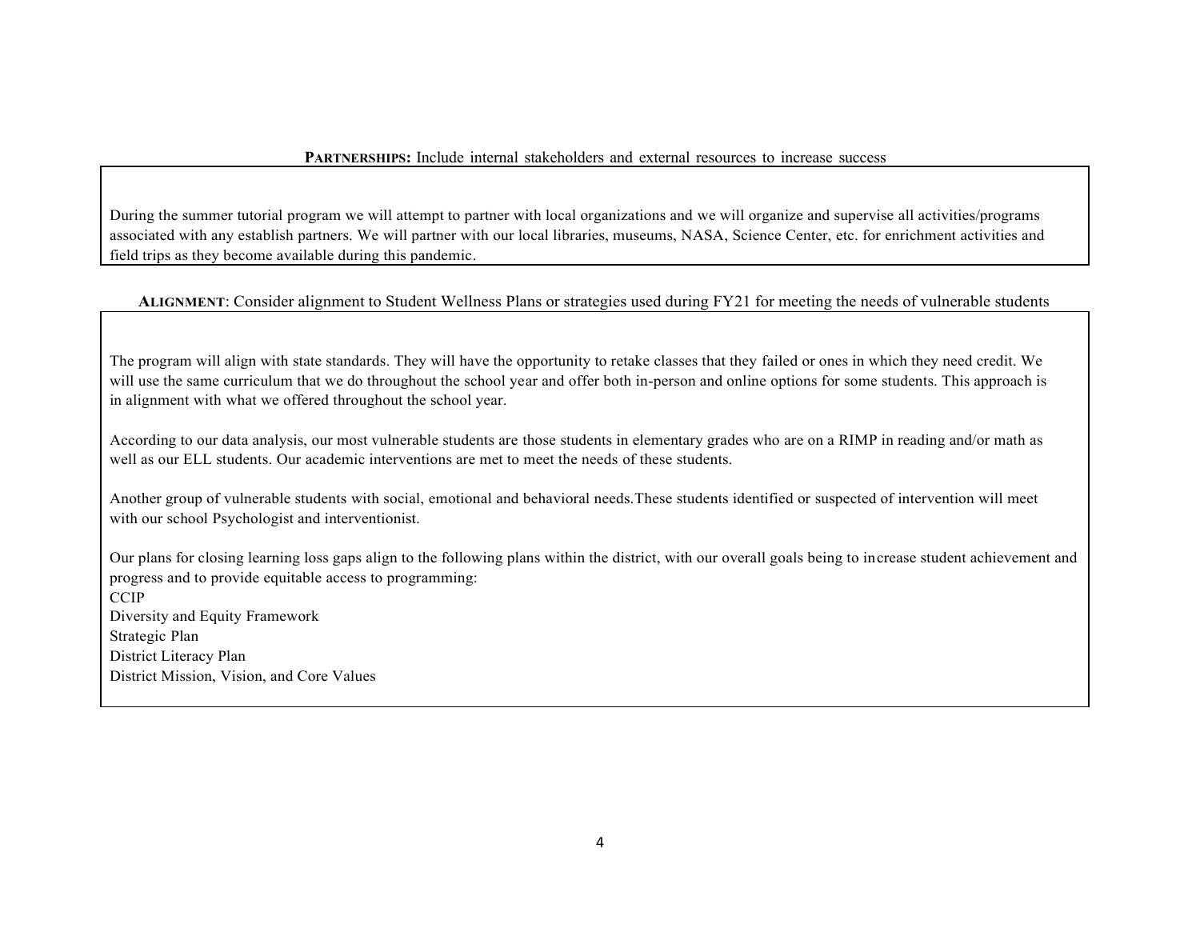**PARTNERSHIPS:** Include internal stakeholders and external resources to increase success

During the summer tutorial program we will attempt to partner with local organizations and we will organize and supervise all activities/programs associated with any establish partners. We will partner with our local libraries, museums, NASA, Science Center, etc. for enrichment activities and field trips as they become available during this pandemic.

**ALIGNMENT**: Consider alignment to Student Wellness Plans or strategies used during FY21 for meeting the needs of vulnerable students

The program will align with state standards. They will have the opportunity to retake classes that they failed or ones in which they need credit. We will use the same curriculum that we do throughout the school year and offer both in-person and online options for some students. This approach is in alignment with what we offered throughout the school year.

According to our data analysis, our most vulnerable students are those students in elementary grades who are on a RIMP in reading and/or math as well as our ELL students. Our academic interventions are met to meet the needs of these students.

Another group of vulnerable students with social, emotional and behavioral needs.These students identified or suspected of intervention will meet with our school Psychologist and interventionist.

Our plans for closing learning loss gaps align to the following plans within the district, with our overall goals being to increase student achievement and progress and to provide equitable access to programming:
CCIP
Diversity and Equity Framework
Strategic Plan
District Literacy Plan
District Mission, Vision, and Core Values